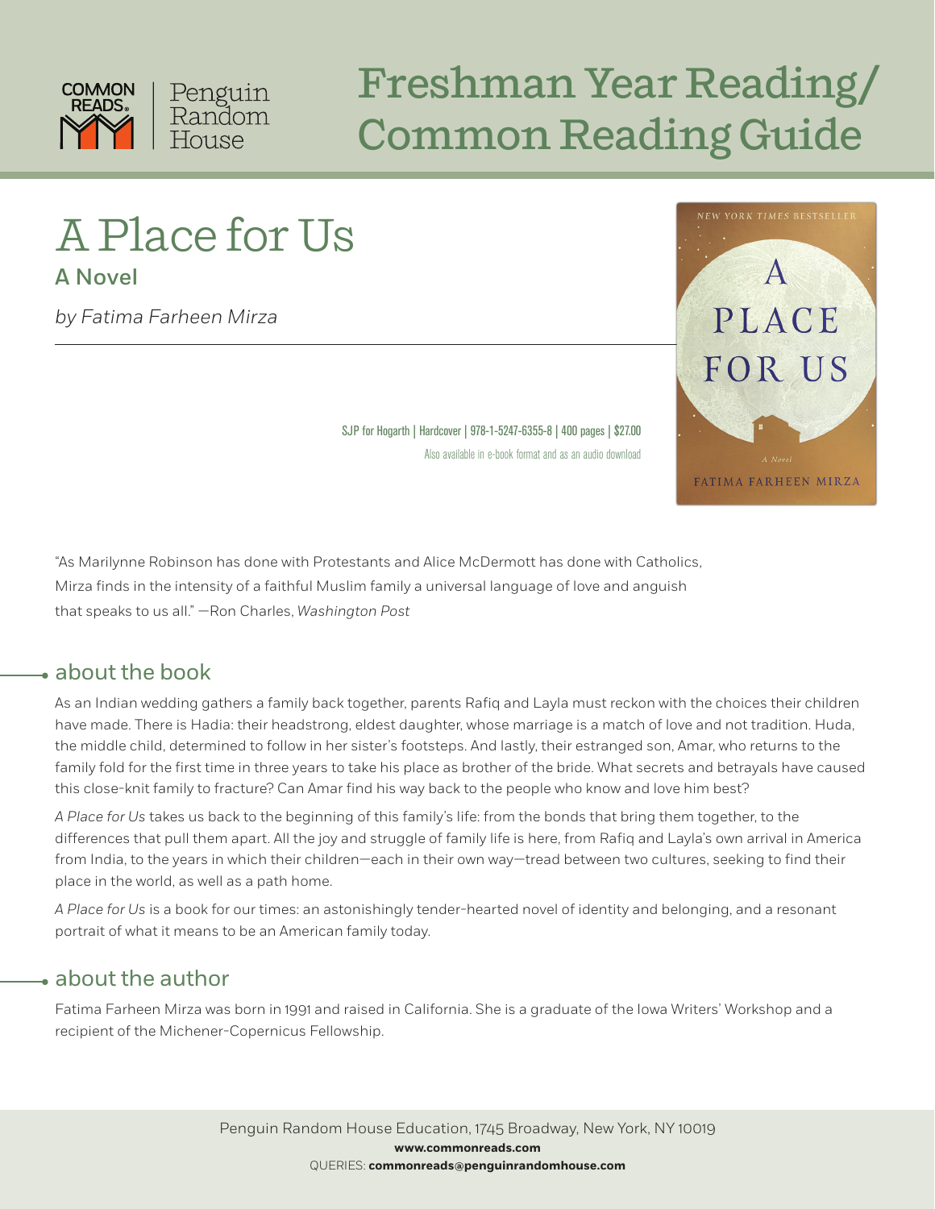COMMON READS® | Penguin Random House

# Freshman Year Reading/ Common Reading Guide

## A Place for Us

### A Novel

*by Fatima Farheen Mirza*

SJP for Hogarth | Hardcover | 978-1-5247-6355-8 | 400 pages | $27.00
Also available in e-book format and as an audio download

"As Marilynne Robinson has done with Protestants and Alice McDermott has done with Catholics, Mirza finds in the intensity of a faithful Muslim family a universal language of love and anguish that speaks to us all." —Ron Charles, *Washington Post*

## about the book

As an Indian wedding gathers a family back together, parents Rafiq and Layla must reckon with the choices their children have made. There is Hadia: their headstrong, eldest daughter, whose marriage is a match of love and not tradition. Huda, the middle child, determined to follow in her sister's footsteps. And lastly, their estranged son, Amar, who returns to the family fold for the first time in three years to take his place as brother of the bride. What secrets and betrayals have caused this close-knit family to fracture? Can Amar find his way back to the people who know and love him best?

*A Place for Us* takes us back to the beginning of this family's life: from the bonds that bring them together, to the differences that pull them apart. All the joy and struggle of family life is here, from Rafiq and Layla's own arrival in America from India, to the years in which their children—each in their own way—tread between two cultures, seeking to find their place in the world, as well as a path home.

*A Place for Us* is a book for our times: an astonishingly tender-hearted novel of identity and belonging, and a resonant portrait of what it means to be an American family today.

## about the author

Fatima Farheen Mirza was born in 1991 and raised in California. She is a graduate of the Iowa Writers' Workshop and a recipient of the Michener-Copernicus Fellowship.

Penguin Random House Education, 1745 Broadway, New York, NY 10019
**www.commonreads.com**
QUERIES: **commonreads@penguinrandomhouse.com**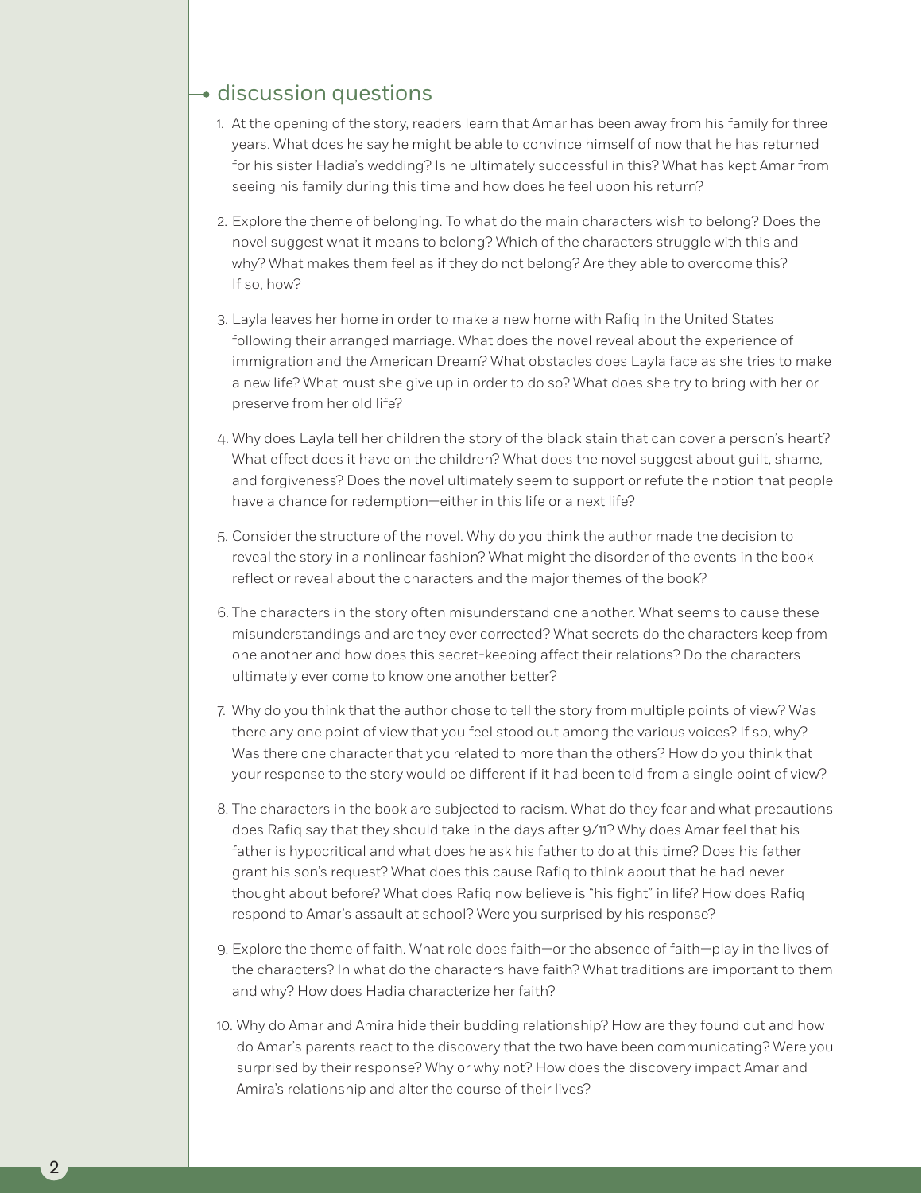## discussion questions

1. At the opening of the story, readers learn that Amar has been away from his family for three years. What does he say he might be able to convince himself of now that he has returned for his sister Hadia's wedding? Is he ultimately successful in this? What has kept Amar from seeing his family during this time and how does he feel upon his return?

2. Explore the theme of belonging. To what do the main characters wish to belong? Does the novel suggest what it means to belong? Which of the characters struggle with this and why? What makes them feel as if they do not belong? Are they able to overcome this? If so, how?

3. Layla leaves her home in order to make a new home with Rafiq in the United States following their arranged marriage. What does the novel reveal about the experience of immigration and the American Dream? What obstacles does Layla face as she tries to make a new life? What must she give up in order to do so? What does she try to bring with her or preserve from her old life?

4. Why does Layla tell her children the story of the black stain that can cover a person's heart? What effect does it have on the children? What does the novel suggest about guilt, shame, and forgiveness? Does the novel ultimately seem to support or refute the notion that people have a chance for redemption—either in this life or a next life?

5. Consider the structure of the novel. Why do you think the author made the decision to reveal the story in a nonlinear fashion? What might the disorder of the events in the book reflect or reveal about the characters and the major themes of the book?

6. The characters in the story often misunderstand one another. What seems to cause these misunderstandings and are they ever corrected? What secrets do the characters keep from one another and how does this secret-keeping affect their relations? Do the characters ultimately ever come to know one another better?

7. Why do you think that the author chose to tell the story from multiple points of view? Was there any one point of view that you feel stood out among the various voices? If so, why? Was there one character that you related to more than the others? How do you think that your response to the story would be different if it had been told from a single point of view?

8. The characters in the book are subjected to racism. What do they fear and what precautions does Rafiq say that they should take in the days after 9/11? Why does Amar feel that his father is hypocritical and what does he ask his father to do at this time? Does his father grant his son's request? What does this cause Rafiq to think about that he had never thought about before? What does Rafiq now believe is "his fight" in life? How does Rafiq respond to Amar's assault at school? Were you surprised by his response?

9. Explore the theme of faith. What role does faith—or the absence of faith—play in the lives of the characters? In what do the characters have faith? What traditions are important to them and why? How does Hadia characterize her faith?

10. Why do Amar and Amira hide their budding relationship? How are they found out and how do Amar's parents react to the discovery that the two have been communicating? Were you surprised by their response? Why or why not? How does the discovery impact Amar and Amira's relationship and alter the course of their lives?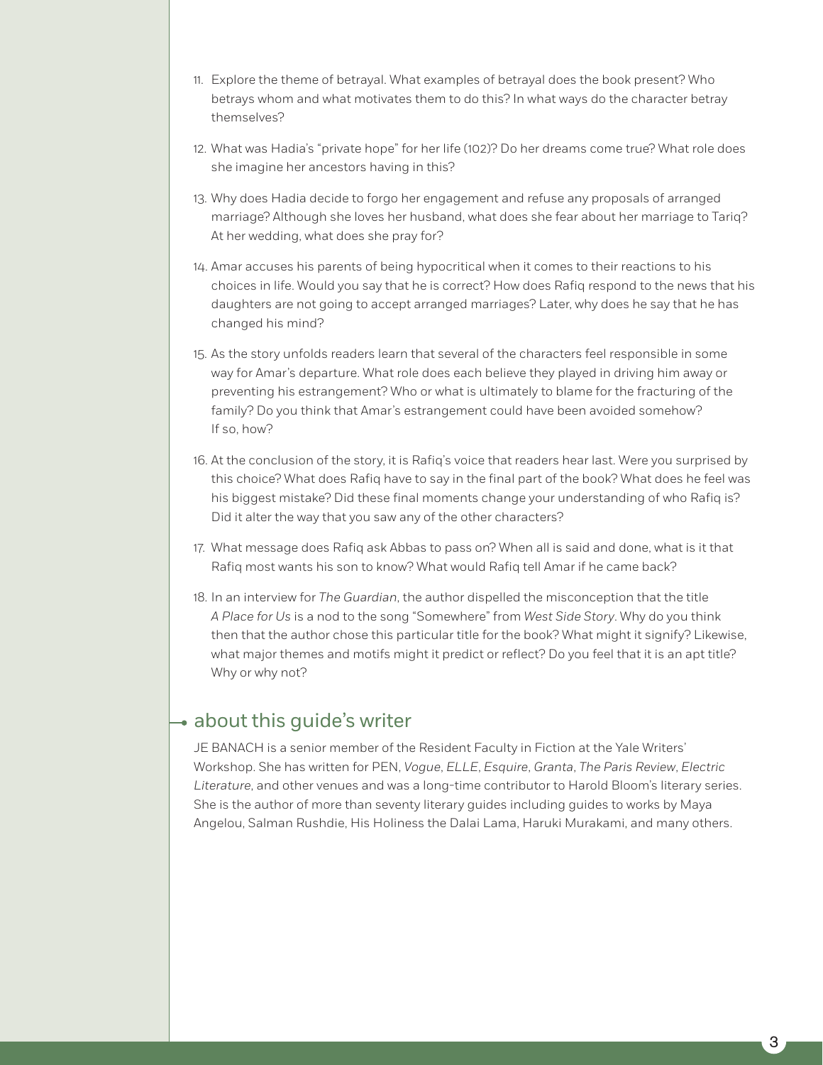11. Explore the theme of betrayal. What examples of betrayal does the book present? Who betrays whom and what motivates them to do this? In what ways do the character betray themselves?

12. What was Hadia's "private hope" for her life (102)? Do her dreams come true? What role does she imagine her ancestors having in this?

13. Why does Hadia decide to forgo her engagement and refuse any proposals of arranged marriage? Although she loves her husband, what does she fear about her marriage to Tariq? At her wedding, what does she pray for?

14. Amar accuses his parents of being hypocritical when it comes to their reactions to his choices in life. Would you say that he is correct? How does Rafiq respond to the news that his daughters are not going to accept arranged marriages? Later, why does he say that he has changed his mind?

15. As the story unfolds readers learn that several of the characters feel responsible in some way for Amar's departure. What role does each believe they played in driving him away or preventing his estrangement? Who or what is ultimately to blame for the fracturing of the family? Do you think that Amar's estrangement could have been avoided somehow? If so, how?

16. At the conclusion of the story, it is Rafiq's voice that readers hear last. Were you surprised by this choice? What does Rafiq have to say in the final part of the book? What does he feel was his biggest mistake? Did these final moments change your understanding of who Rafiq is? Did it alter the way that you saw any of the other characters?

17. What message does Rafiq ask Abbas to pass on? When all is said and done, what is it that Rafiq most wants his son to know? What would Rafiq tell Amar if he came back?

18. In an interview for *The Guardian*, the author dispelled the misconception that the title *A Place for Us* is a nod to the song "Somewhere" from *West Side Story*. Why do you think then that the author chose this particular title for the book? What might it signify? Likewise, what major themes and motifs might it predict or reflect? Do you feel that it is an apt title? Why or why not?

## about this guide's writer

JE BANACH is a senior member of the Resident Faculty in Fiction at the Yale Writers' Workshop. She has written for PEN, *Vogue*, *ELLE*, *Esquire*, *Granta*, *The Paris Review*, *Electric Literature*, and other venues and was a long-time contributor to Harold Bloom's literary series. She is the author of more than seventy literary guides including guides to works by Maya Angelou, Salman Rushdie, His Holiness the Dalai Lama, Haruki Murakami, and many others.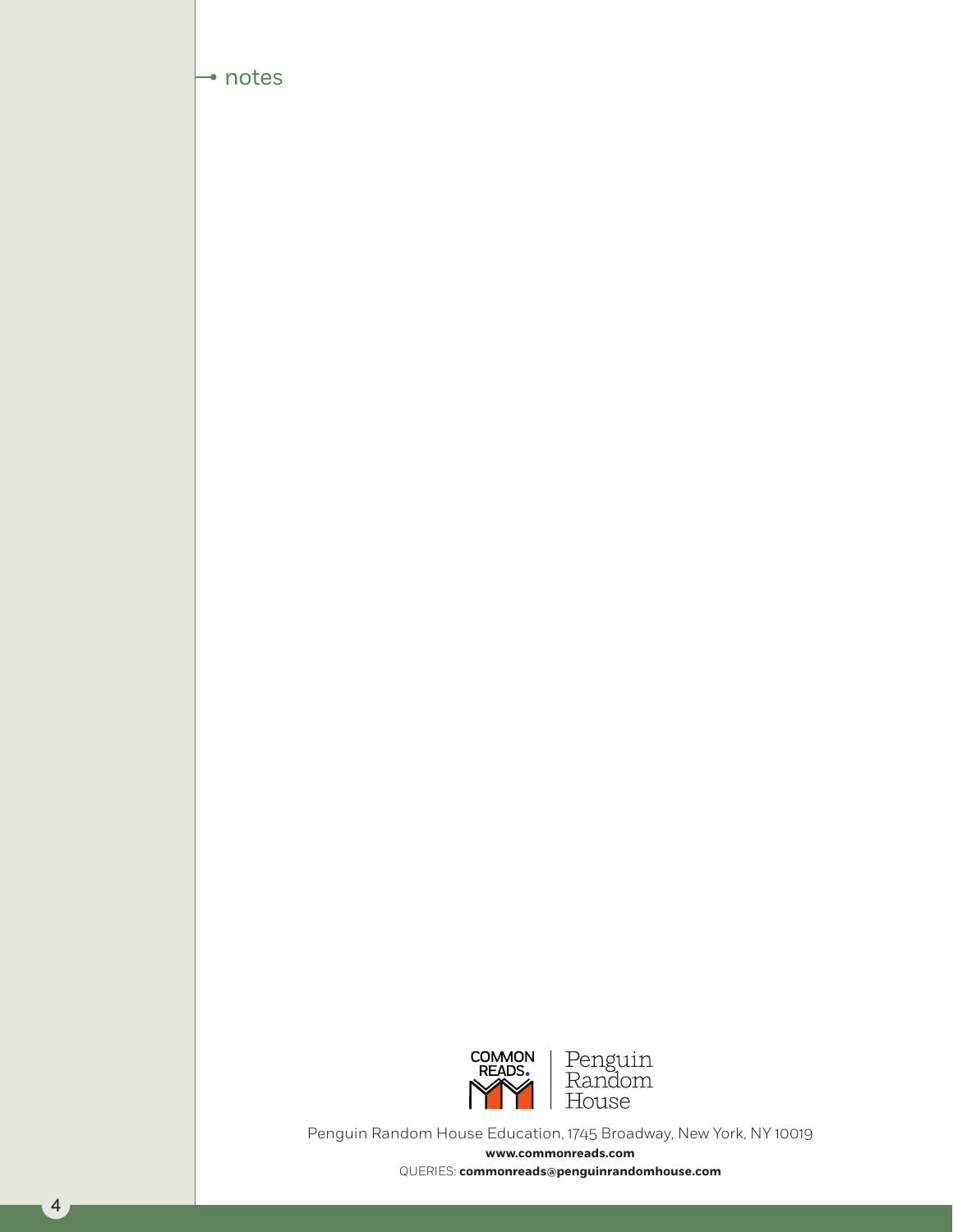## notes

COMMON READS. | Penguin Random House

Penguin Random House Education, 1745 Broadway, New York, NY 10019

**www.commonreads.com**

QUERIES: **commonreads@penguinrandomhouse.com**